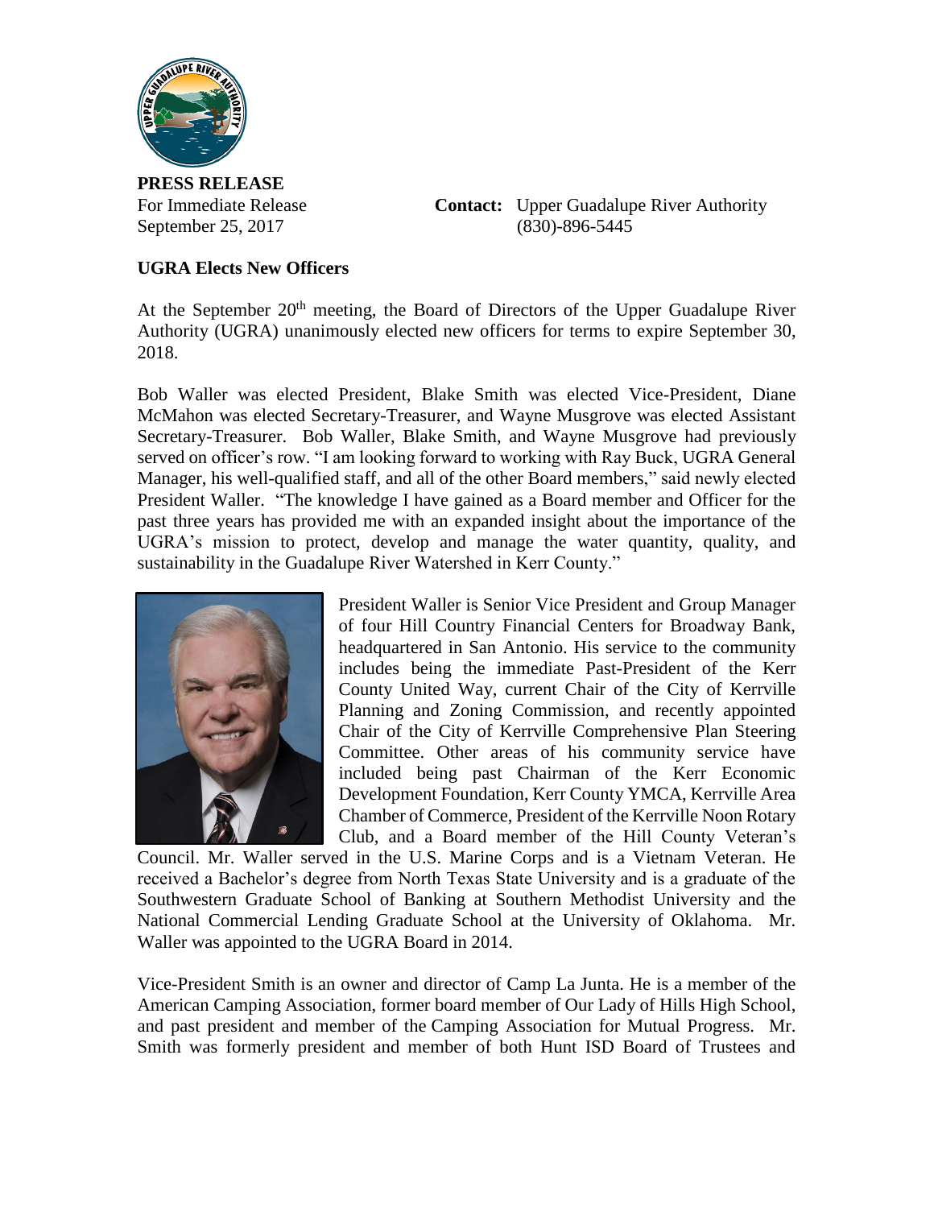**PRESS RELEASE**

For Immediate Release
September 25, 2017

**Contact:** Upper Guadalupe River Authority
(830)-896-5445

**UGRA Elects New Officers**

At the September 20th meeting, the Board of Directors of the Upper Guadalupe River Authority (UGRA) unanimously elected new officers for terms to expire September 30, 2018.

Bob Waller was elected President, Blake Smith was elected Vice-President, Diane McMahon was elected Secretary-Treasurer, and Wayne Musgrove was elected Assistant Secretary-Treasurer. Bob Waller, Blake Smith, and Wayne Musgrove had previously served on officer's row. "I am looking forward to working with Ray Buck, UGRA General Manager, his well-qualified staff, and all of the other Board members," said newly elected President Waller. "The knowledge I have gained as a Board member and Officer for the past three years has provided me with an expanded insight about the importance of the UGRA's mission to protect, develop and manage the water quantity, quality, and sustainability in the Guadalupe River Watershed in Kerr County."

President Waller is Senior Vice President and Group Manager of four Hill Country Financial Centers for Broadway Bank, headquartered in San Antonio. His service to the community includes being the immediate Past-President of the Kerr County United Way, current Chair of the City of Kerrville Planning and Zoning Commission, and recently appointed Chair of the City of Kerrville Comprehensive Plan Steering Committee. Other areas of his community service have included being past Chairman of the Kerr Economic Development Foundation, Kerr County YMCA, Kerrville Area Chamber of Commerce, President of the Kerrville Noon Rotary Club, and a Board member of the Hill County Veteran's Council. Mr. Waller served in the U.S. Marine Corps and is a Vietnam Veteran. He received a Bachelor's degree from North Texas State University and is a graduate of the Southwestern Graduate School of Banking at Southern Methodist University and the National Commercial Lending Graduate School at the University of Oklahoma. Mr. Waller was appointed to the UGRA Board in 2014.

Vice-President Smith is an owner and director of Camp La Junta. He is a member of the American Camping Association, former board member of Our Lady of Hills High School, and past president and member of the Camping Association for Mutual Progress. Mr. Smith was formerly president and member of both Hunt ISD Board of Trustees and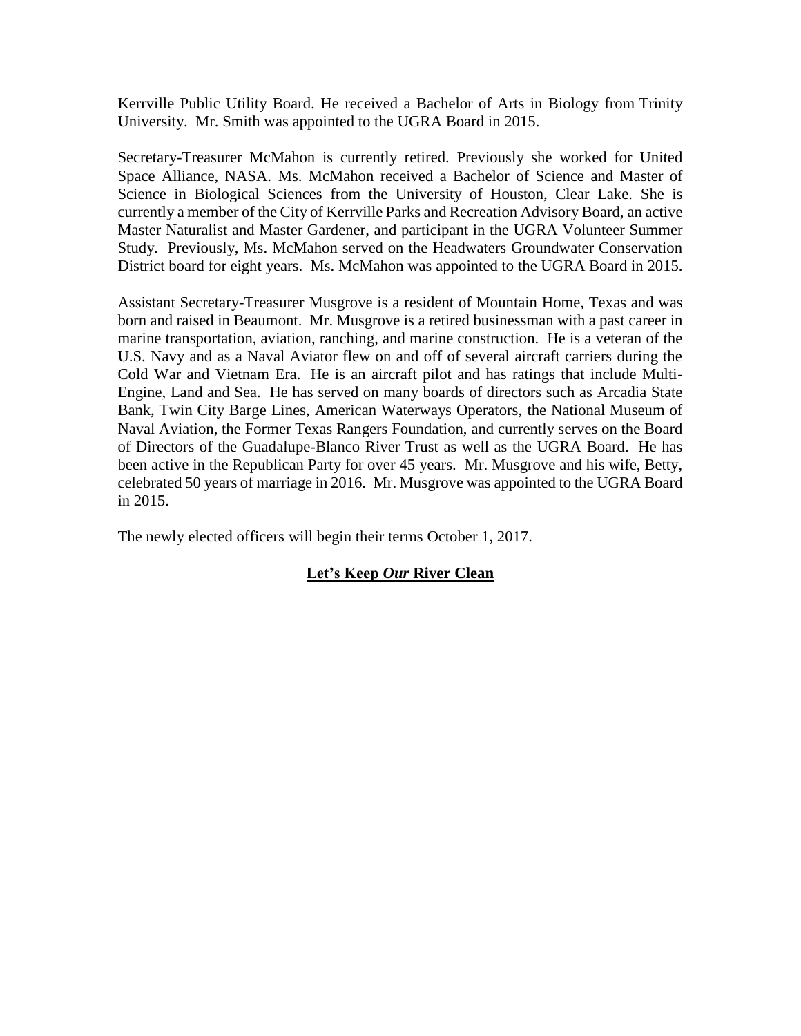Kerrville Public Utility Board. He received a Bachelor of Arts in Biology from Trinity University. Mr. Smith was appointed to the UGRA Board in 2015.

Secretary-Treasurer McMahon is currently retired. Previously she worked for United Space Alliance, NASA. Ms. McMahon received a Bachelor of Science and Master of Science in Biological Sciences from the University of Houston, Clear Lake. She is currently a member of the City of Kerrville Parks and Recreation Advisory Board, an active Master Naturalist and Master Gardener, and participant in the UGRA Volunteer Summer Study. Previously, Ms. McMahon served on the Headwaters Groundwater Conservation District board for eight years. Ms. McMahon was appointed to the UGRA Board in 2015.

Assistant Secretary-Treasurer Musgrove is a resident of Mountain Home, Texas and was born and raised in Beaumont. Mr. Musgrove is a retired businessman with a past career in marine transportation, aviation, ranching, and marine construction. He is a veteran of the U.S. Navy and as a Naval Aviator flew on and off of several aircraft carriers during the Cold War and Vietnam Era. He is an aircraft pilot and has ratings that include Multi-Engine, Land and Sea. He has served on many boards of directors such as Arcadia State Bank, Twin City Barge Lines, American Waterways Operators, the National Museum of Naval Aviation, the Former Texas Rangers Foundation, and currently serves on the Board of Directors of the Guadalupe-Blanco River Trust as well as the UGRA Board. He has been active in the Republican Party for over 45 years. Mr. Musgrove and his wife, Betty, celebrated 50 years of marriage in 2016. Mr. Musgrove was appointed to the UGRA Board in 2015.

The newly elected officers will begin their terms October 1, 2017.

**Let's Keep *Our* River Clean**